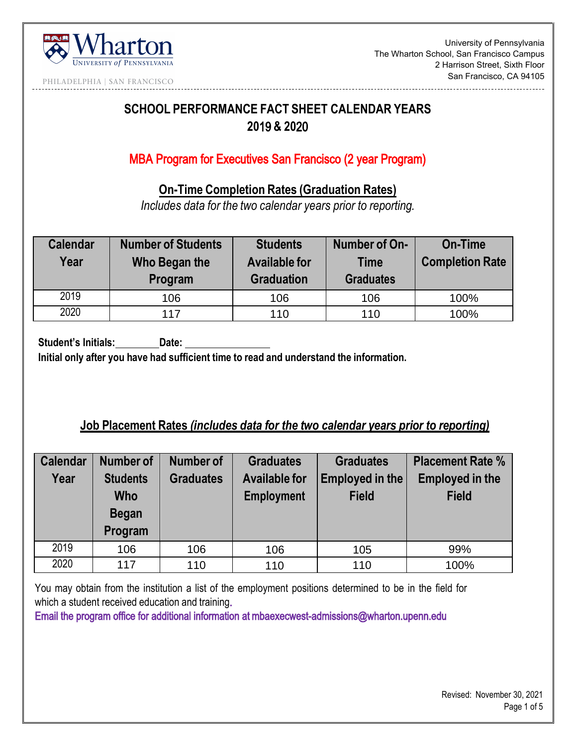University of Pennsylvania
The Wharton School, San Francisco Campus
2 Harrison Street, Sixth Floor
San Francisco, CA 94105

# SCHOOL PERFORMANCE FACT SHEET CALENDAR YEARS 2019 & 2020

## MBA Program for Executives San Francisco (2 year Program)

### On-Time Completion Rates (Graduation Rates)

*Includes data for the two calendar years prior to reporting.*

| Calendar Year | Number of Students Who Began the Program | Students Available for Graduation | Number of On-Time Graduates | On-Time Completion Rate |
|---|---|---|---|---|
| 2019 | 106 | 106 | 106 | 100% |
| 2020 | 117 | 110 | 110 | 100% |

**Student's Initials:________Date: _______________**

**Initial only after you have had sufficient time to read and understand the information.**

### Job Placement Rates *(includes data for the two calendar years prior to reporting)*

| Calendar Year | Number of Students Who Began Program | Number of Graduates | Graduates Available for Employment | Graduates Employed in the Field | Placement Rate % Employed in the Field |
|---|---|---|---|---|---|
| 2019 | 106 | 106 | 106 | 105 | 99% |
| 2020 | 117 | 110 | 110 | 110 | 100% |

You may obtain from the institution a list of the employment positions determined to be in the field for which a student received education and training.

Email the program office for additional information at mbaexecwest-admissions@wharton.upenn.edu

Revised: November 30, 2021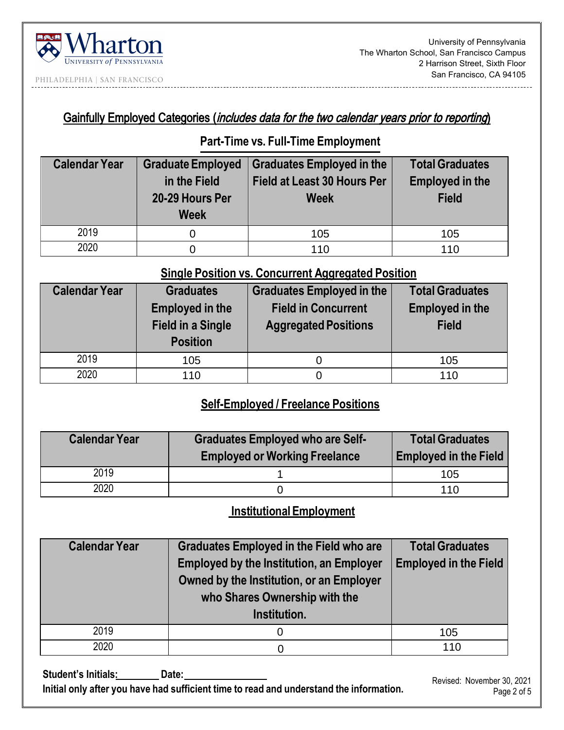## Gainfully Employed Categories (*includes data for the two calendar years prior to reporting*)

### Part-Time vs. Full-Time Employment

| Calendar Year | Graduate Employed in the Field 20-29 Hours Per Week | Graduates Employed in the Field at Least 30 Hours Per Week | Total Graduates Employed in the Field |
|---|---|---|---|
| 2019 | 0 | 105 | 105 |
| 2020 | 0 | 110 | 110 |

### Single Position vs. Concurrent Aggregated Position

| Calendar Year | Graduates Employed in the Field in a Single Position | Graduates Employed in the Field in Concurrent Aggregated Positions | Total Graduates Employed in the Field |
|---|---|---|---|
| 2019 | 105 | 0 | 105 |
| 2020 | 110 | 0 | 110 |

### Self-Employed / Freelance Positions

| Calendar Year | Graduates Employed who are Self-Employed or Working Freelance | Total Graduates Employed in the Field |
|---|---|---|
| 2019 | 1 | 105 |
| 2020 | 0 | 110 |

### Institutional Employment

| Calendar Year | Graduates Employed in the Field who are Employed by the Institution, an Employer Owned by the Institution, or an Employer who Shares Ownership with the Institution. | Total Graduates Employed in the Field |
|---|---|---|
| 2019 | 0 | 105 |
| 2020 | 0 | 110 |

**Student's Initials:________ Date:________________**

**Initial only after you have had sufficient time to read and understand the information.**

Revised: November 30, 2021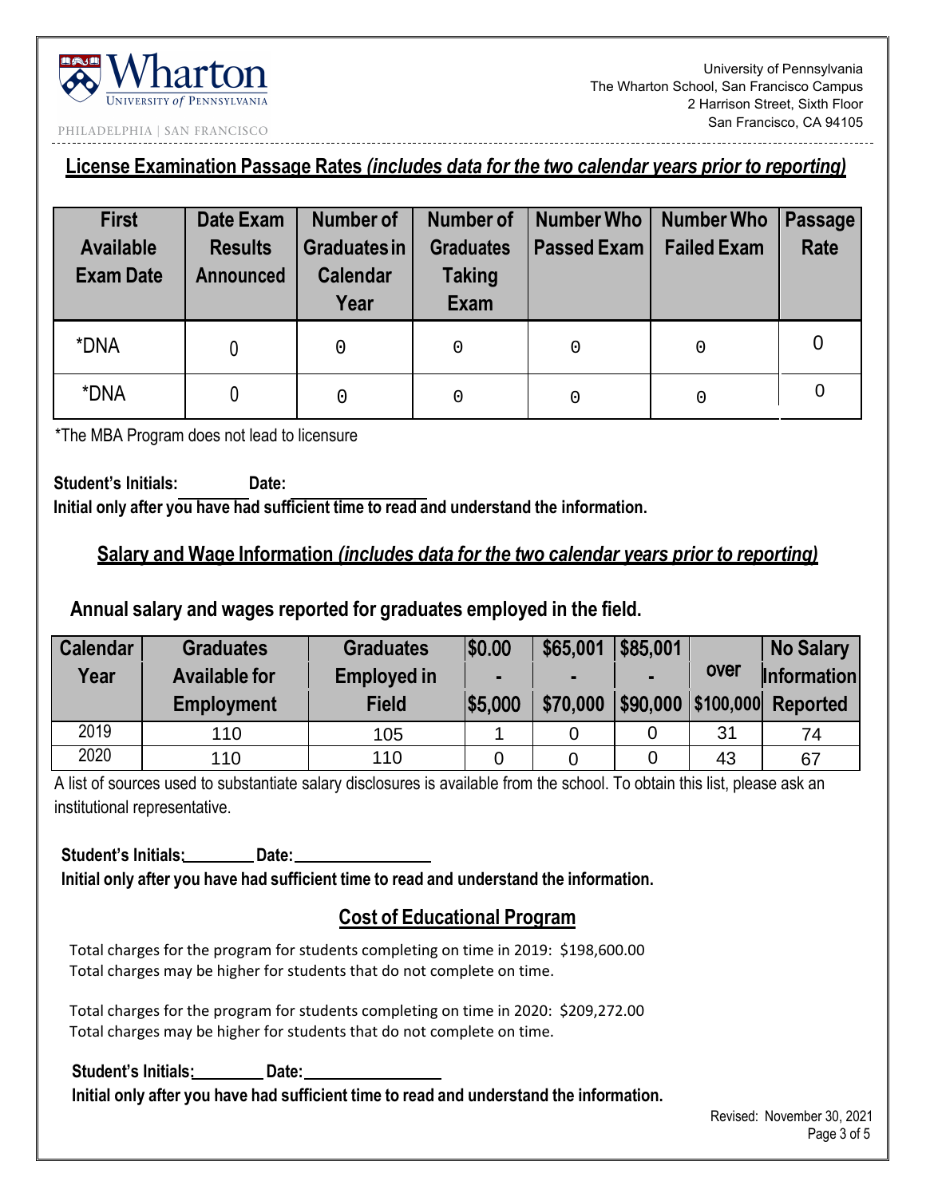University of Pennsylvania
The Wharton School, San Francisco Campus
2 Harrison Street, Sixth Floor
San Francisco, CA 94105

## License Examination Passage Rates *(includes data for the two calendar years prior to reporting)*

| First Available Exam Date | Date Exam Results Announced | Number of Graduates in Calendar Year | Number of Graduates Taking Exam | Number Who Passed Exam | Number Who Failed Exam | Passage Rate |
|---|---|---|---|---|---|---|
| *DNA | 0 | 0 | 0 | 0 | 0 | 0 |
| *DNA | 0 | 0 | 0 | 0 | 0 | 0 |

*The MBA Program does not lead to licensure

**Student's Initials: Date:**
**Initial only after you have had sufficient time to read and understand the information.**

## Salary and Wage Information *(includes data for the two calendar years prior to reporting)*

**Annual salary and wages reported for graduates employed in the field.**

| Calendar Year | Graduates Available for Employment | Graduates Employed in Field | $0.00 - $5,000 | $65,001 - $70,000 | $85,001 - $90,000 | over $100,000 | No Salary Information Reported |
|---|---|---|---|---|---|---|---|
| 2019 | 110 | 105 | 1 | 0 | 0 | 31 | 74 |
| 2020 | 110 | 110 | 0 | 0 | 0 | 43 | 67 |

A list of sources used to substantiate salary disclosures is available from the school. To obtain this list, please ask an institutional representative.

**Student's Initials:________ Date:________________**
**Initial only after you have had sufficient time to read and understand the information.**

## Cost of Educational Program

Total charges for the program for students completing on time in 2019: $198,600.00
Total charges may be higher for students that do not complete on time.

Total charges for the program for students completing on time in 2020: $209,272.00
Total charges may be higher for students that do not complete on time.

**Student's Initials:________ Date:________________**
**Initial only after you have had sufficient time to read and understand the information.**

Revised: November 30, 2021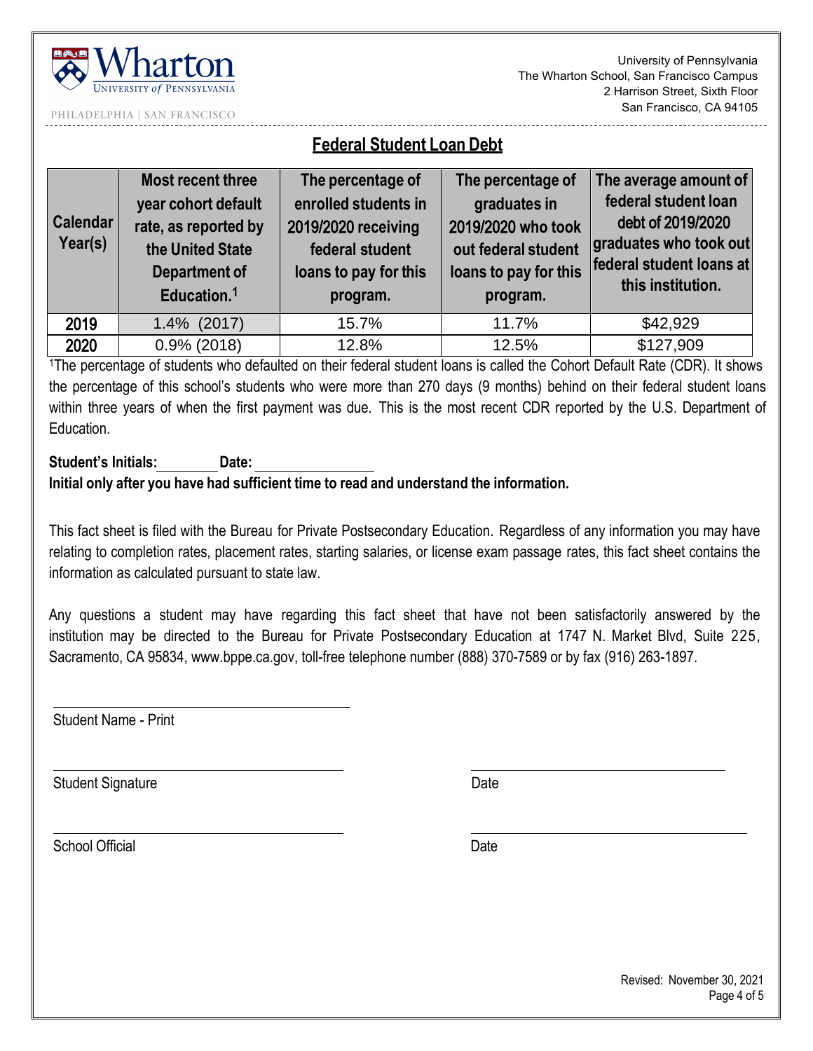University of Pennsylvania
The Wharton School, San Francisco Campus
2 Harrison Street, Sixth Floor
San Francisco, CA 94105

## Federal Student Loan Debt

| Calendar Year(s) | Most recent three year cohort default rate, as reported by the United State Department of Education.[1] | The percentage of enrolled students in 2019/2020 receiving federal student loans to pay for this program. | The percentage of graduates in 2019/2020 who took out federal student loans to pay for this program. | The average amount of federal student loan debt of 2019/2020 graduates who took out federal student loans at this institution. |
|---|---|---|---|---|
| 2019 | 1.4% (2017) | 15.7% | 11.7% | $42,929 |
| 2020 | 0.9% (2018) | 12.8% | 12.5% | $127,909 |

[1]The percentage of students who defaulted on their federal student loans is called the Cohort Default Rate (CDR). It shows the percentage of this school's students who were more than 270 days (9 months) behind on their federal student loans within three years of when the first payment was due. This is the most recent CDR reported by the U.S. Department of Education.

**Student's Initials:________ Date:________________**

**Initial only after you have had sufficient time to read and understand the information.**

This fact sheet is filed with the Bureau for Private Postsecondary Education. Regardless of any information you may have relating to completion rates, placement rates, starting salaries, or license exam passage rates, this fact sheet contains the information as calculated pursuant to state law.

Any questions a student may have regarding this fact sheet that have not been satisfactorily answered by the institution may be directed to the Bureau for Private Postsecondary Education at 1747 N. Market Blvd, Suite 225, Sacramento, CA 95834, www.bppe.ca.gov, toll-free telephone number (888) 370-7589 or by fax (916) 263-1897.

______________________________
Student Name - Print

______________________________ ______________________________
Student Signature Date

______________________________ ______________________________
School Official Date

Revised: November 30, 2021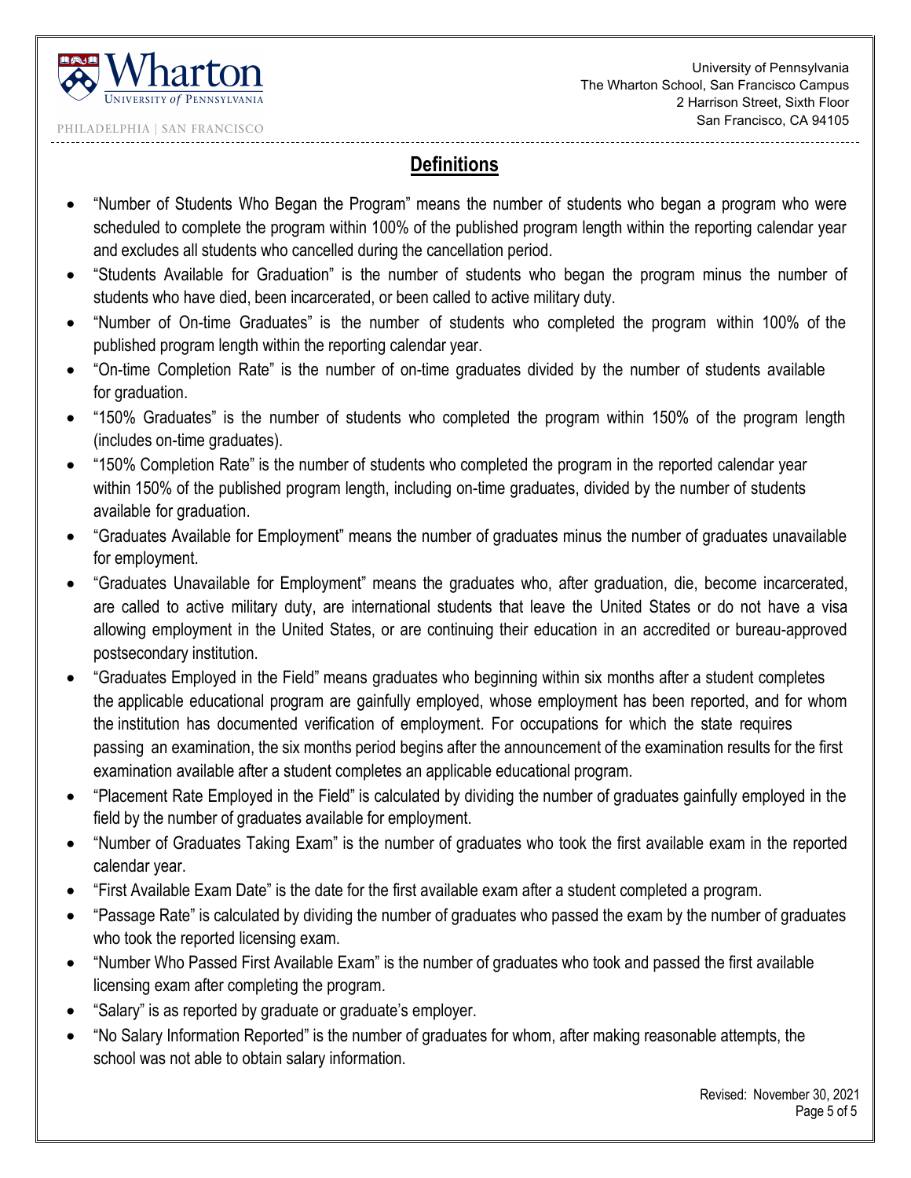## Definitions

- "Number of Students Who Began the Program" means the number of students who began a program who were scheduled to complete the program within 100% of the published program length within the reporting calendar year and excludes all students who cancelled during the cancellation period.
- "Students Available for Graduation" is the number of students who began the program minus the number of students who have died, been incarcerated, or been called to active military duty.
- "Number of On-time Graduates" is the number of students who completed the program within 100% of the published program length within the reporting calendar year.
- "On-time Completion Rate" is the number of on-time graduates divided by the number of students available for graduation.
- "150% Graduates" is the number of students who completed the program within 150% of the program length (includes on-time graduates).
- "150% Completion Rate" is the number of students who completed the program in the reported calendar year within 150% of the published program length, including on-time graduates, divided by the number of students available for graduation.
- "Graduates Available for Employment" means the number of graduates minus the number of graduates unavailable for employment.
- "Graduates Unavailable for Employment" means the graduates who, after graduation, die, become incarcerated, are called to active military duty, are international students that leave the United States or do not have a visa allowing employment in the United States, or are continuing their education in an accredited or bureau-approved postsecondary institution.
- "Graduates Employed in the Field" means graduates who beginning within six months after a student completes the applicable educational program are gainfully employed, whose employment has been reported, and for whom the institution has documented verification of employment. For occupations for which the state requires passing an examination, the six months period begins after the announcement of the examination results for the first examination available after a student completes an applicable educational program.
- "Placement Rate Employed in the Field" is calculated by dividing the number of graduates gainfully employed in the field by the number of graduates available for employment.
- "Number of Graduates Taking Exam" is the number of graduates who took the first available exam in the reported calendar year.
- "First Available Exam Date" is the date for the first available exam after a student completed a program.
- "Passage Rate" is calculated by dividing the number of graduates who passed the exam by the number of graduates who took the reported licensing exam.
- "Number Who Passed First Available Exam" is the number of graduates who took and passed the first available licensing exam after completing the program.
- "Salary" is as reported by graduate or graduate's employer.
- "No Salary Information Reported" is the number of graduates for whom, after making reasonable attempts, the school was not able to obtain salary information.

Revised: November 30, 2021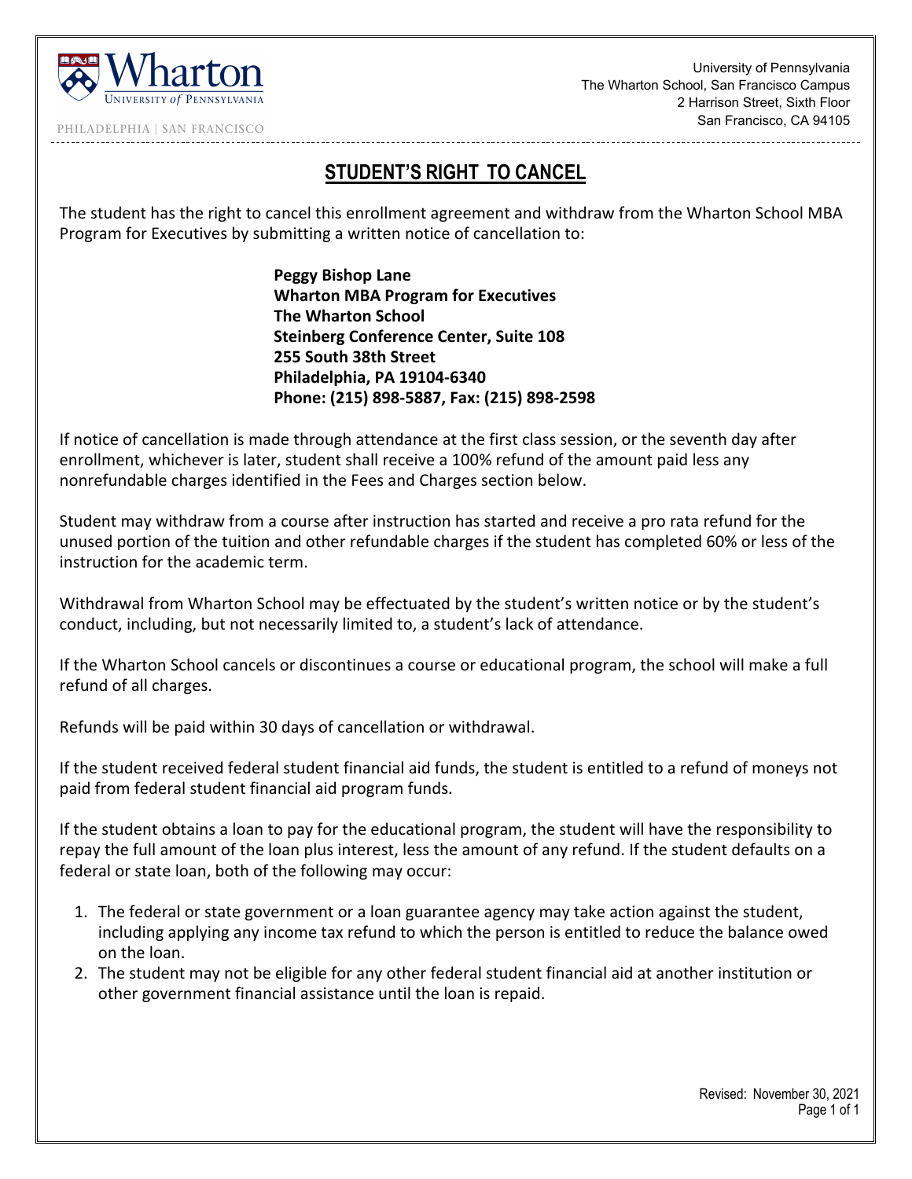University of Pennsylvania
The Wharton School, San Francisco Campus
2 Harrison Street, Sixth Floor
San Francisco, CA 94105

# STUDENT'S RIGHT TO CANCEL

The student has the right to cancel this enrollment agreement and withdraw from the Wharton School MBA Program for Executives by submitting a written notice of cancellation to:

**Peggy Bishop Lane**
**Wharton MBA Program for Executives**
**The Wharton School**
**Steinberg Conference Center, Suite 108**
**255 South 38th Street**
**Philadelphia, PA 19104-6340**
**Phone: (215) 898-5887, Fax: (215) 898-2598**

If notice of cancellation is made through attendance at the first class session, or the seventh day after enrollment, whichever is later, student shall receive a 100% refund of the amount paid less any nonrefundable charges identified in the Fees and Charges section below.

Student may withdraw from a course after instruction has started and receive a pro rata refund for the unused portion of the tuition and other refundable charges if the student has completed 60% or less of the instruction for the academic term.

Withdrawal from Wharton School may be effectuated by the student's written notice or by the student's conduct, including, but not necessarily limited to, a student's lack of attendance.

If the Wharton School cancels or discontinues a course or educational program, the school will make a full refund of all charges.

Refunds will be paid within 30 days of cancellation or withdrawal.

If the student received federal student financial aid funds, the student is entitled to a refund of moneys not paid from federal student financial aid program funds.

If the student obtains a loan to pay for the educational program, the student will have the responsibility to repay the full amount of the loan plus interest, less the amount of any refund. If the student defaults on a federal or state loan, both of the following may occur:

1. The federal or state government or a loan guarantee agency may take action against the student, including applying any income tax refund to which the person is entitled to reduce the balance owed on the loan.
2. The student may not be eligible for any other federal student financial aid at another institution or other government financial assistance until the loan is repaid.

Revised: November 30, 2021